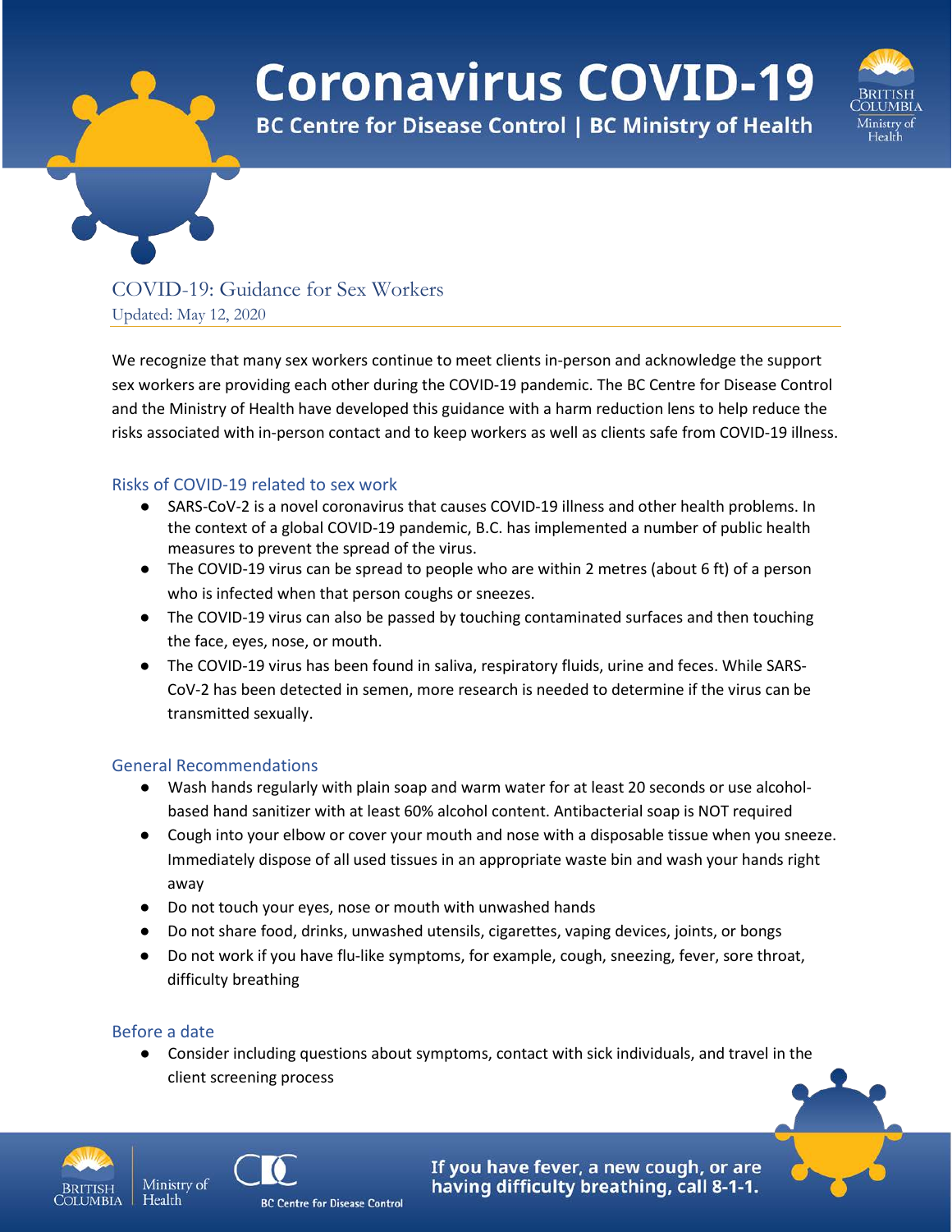# Coronavirus COVID-19

**BC Centre for Disease Control | BC Ministry of Health**

## COVID-19: Guidance for Sex Workers

Updated: May 12, 2020

We recognize that many sex workers continue to meet clients in-person and acknowledge the support sex workers are providing each other during the COVID-19 pandemic. The BC Centre for Disease Control and the Ministry of Health have developed this guidance with a harm reduction lens to help reduce the risks associated with in-person contact and to keep workers as well as clients safe from COVID-19 illness.

### Risks of COVID-19 related to sex work

- SARS-CoV-2 is a novel coronavirus that causes COVID-19 illness and other health problems. In the context of a global COVID-19 pandemic, B.C. has implemented a number of public health measures to prevent the spread of the virus.
- The COVID-19 virus can be spread to people who are within 2 metres (about 6 ft) of a person who is infected when that person coughs or sneezes.
- The COVID-19 virus can also be passed by touching contaminated surfaces and then touching the face, eyes, nose, or mouth.
- The COVID-19 virus has been found in saliva, respiratory fluids, urine and feces. While SARS-CoV-2 has been detected in semen, more research is needed to determine if the virus can be transmitted sexually.

### General Recommendations

- Wash hands regularly with plain soap and warm water for at least 20 seconds or use alcohol-based hand sanitizer with at least 60% alcohol content. Antibacterial soap is NOT required
- Cough into your elbow or cover your mouth and nose with a disposable tissue when you sneeze. Immediately dispose of all used tissues in an appropriate waste bin and wash your hands right away
- Do not touch your eyes, nose or mouth with unwashed hands
- Do not share food, drinks, unwashed utensils, cigarettes, vaping devices, joints, or bongs
- Do not work if you have flu-like symptoms, for example, cough, sneezing, fever, sore throat, difficulty breathing

### Before a date

- Consider including questions about symptoms, contact with sick individuals, and travel in the client screening process

**If you have fever, a new cough, or are having difficulty breathing, call 8-1-1.**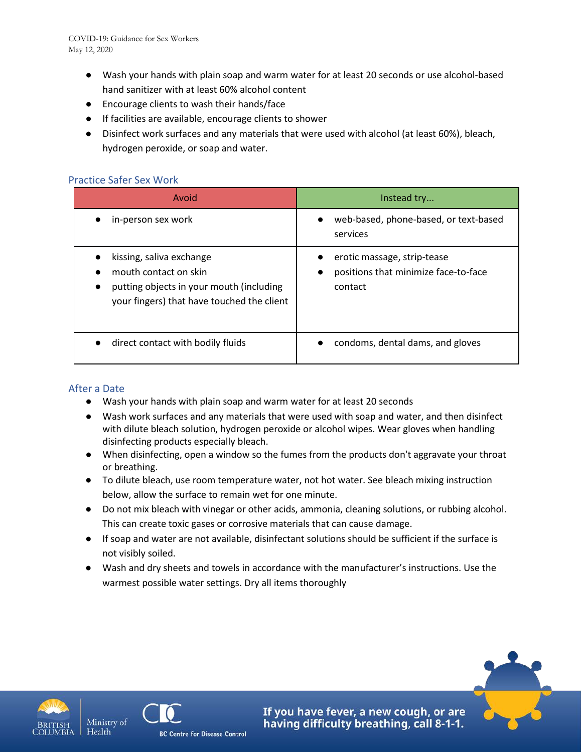- Wash your hands with plain soap and warm water for at least 20 seconds or use alcohol-based hand sanitizer with at least 60% alcohol content
- Encourage clients to wash their hands/face
- If facilities are available, encourage clients to shower
- Disinfect work surfaces and any materials that were used with alcohol (at least 60%), bleach, hydrogen peroxide, or soap and water.

## Practice Safer Sex Work

| Avoid | Instead try... |
|---|---|
| • in-person sex work | • web-based, phone-based, or text-based services |
| • kissing, saliva exchange<br>• mouth contact on skin<br>• putting objects in your mouth (including your fingers) that have touched the client | • erotic massage, strip-tease<br>• positions that minimize face-to-face contact |
| • direct contact with bodily fluids | • condoms, dental dams, and gloves |

## After a Date

- Wash your hands with plain soap and warm water for at least 20 seconds
- Wash work surfaces and any materials that were used with soap and water, and then disinfect with dilute bleach solution, hydrogen peroxide or alcohol wipes. Wear gloves when handling disinfecting products especially bleach.
- When disinfecting, open a window so the fumes from the products don't aggravate your throat or breathing.
- To dilute bleach, use room temperature water, not hot water. See bleach mixing instruction below, allow the surface to remain wet for one minute.
- Do not mix bleach with vinegar or other acids, ammonia, cleaning solutions, or rubbing alcohol. This can create toxic gases or corrosive materials that can cause damage.
- If soap and water are not available, disinfectant solutions should be sufficient if the surface is not visibly soiled.
- Wash and dry sheets and towels in accordance with the manufacturer's instructions. Use the warmest possible water settings. Dry all items thoroughly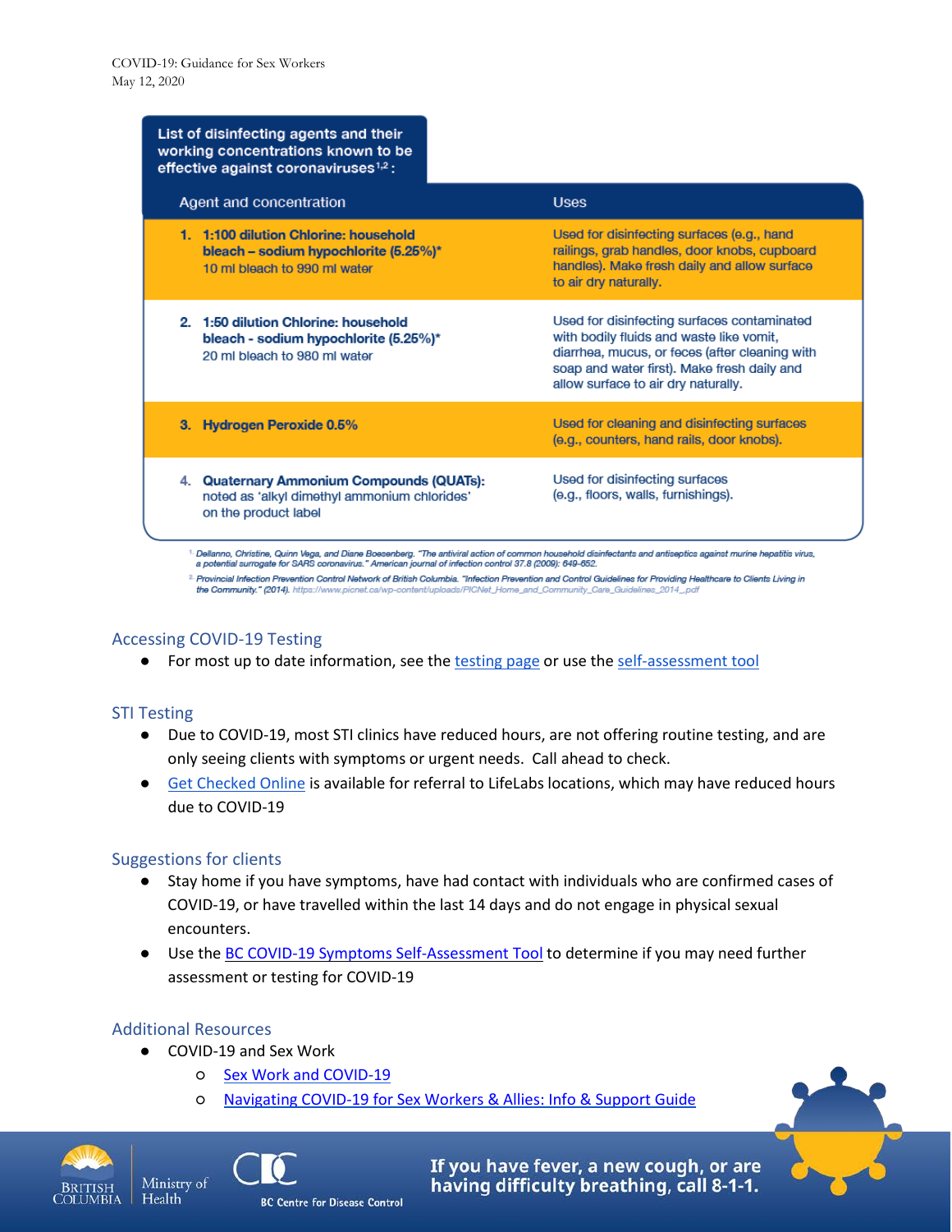**List of disinfecting agents and their working concentrations known to be effective against coronaviruses[1,2]:**

| Agent and concentration | Uses |
|---|---|
| 1. **1:100 dilution Chlorine: household bleach – sodium hypochlorite (5.25%)*** <br> 10 ml bleach to 990 ml water | Used for disinfecting surfaces (e.g., hand railings, grab handles, door knobs, cupboard handles). Make fresh daily and allow surface to air dry naturally. |
| 2. **1:50 dilution Chlorine: household bleach - sodium hypochlorite (5.25%)*** <br> 20 ml bleach to 980 ml water | Used for disinfecting surfaces contaminated with bodily fluids and waste like vomit, diarrhea, mucus, or feces (after cleaning with soap and water first). Make fresh daily and allow surface to air dry naturally. |
| 3. **Hydrogen Peroxide 0.5%** | Used for cleaning and disinfecting surfaces (e.g., counters, hand rails, door knobs). |
| 4. **Quaternary Ammonium Compounds (QUATs):** noted as 'alkyl dimethyl ammonium chlorides' on the product label | Used for disinfecting surfaces (e.g., floors, walls, furnishings). |

[1] Dellanno, Christine, Quinn Vega, and Diane Boesenberg. "The antiviral action of common household disinfectants and antiseptics against murine hepatitis virus, a potential surrogate for SARS coronavirus." American journal of infection control 37.8 (2009): 649-652.

[2] Provincial Infection Prevention Control Network of British Columbia. "Infection Prevention and Control Guidelines for Providing Healthcare to Clients Living in the Community." (2014). https://www.picnet.ca/wp-content/uploads/PICNet_Home_and_Community_Care_Guidelines_2014_.pdf

## Accessing COVID-19 Testing

- For most up to date information, see the testing page or use the self-assessment tool

## STI Testing

- Due to COVID-19, most STI clinics have reduced hours, are not offering routine testing, and are only seeing clients with symptoms or urgent needs. Call ahead to check.
- Get Checked Online is available for referral to LifeLabs locations, which may have reduced hours due to COVID-19

## Suggestions for clients

- Stay home if you have symptoms, have had contact with individuals who are confirmed cases of COVID-19, or have travelled within the last 14 days and do not engage in physical sexual encounters.
- Use the BC COVID-19 Symptoms Self-Assessment Tool to determine if you may need further assessment or testing for COVID-19

## Additional Resources

- COVID-19 and Sex Work
  - Sex Work and COVID-19
  - Navigating COVID-19 for Sex Workers & Allies: Info & Support Guide

If you have fever, a new cough, or are having difficulty breathing, call 8-1-1.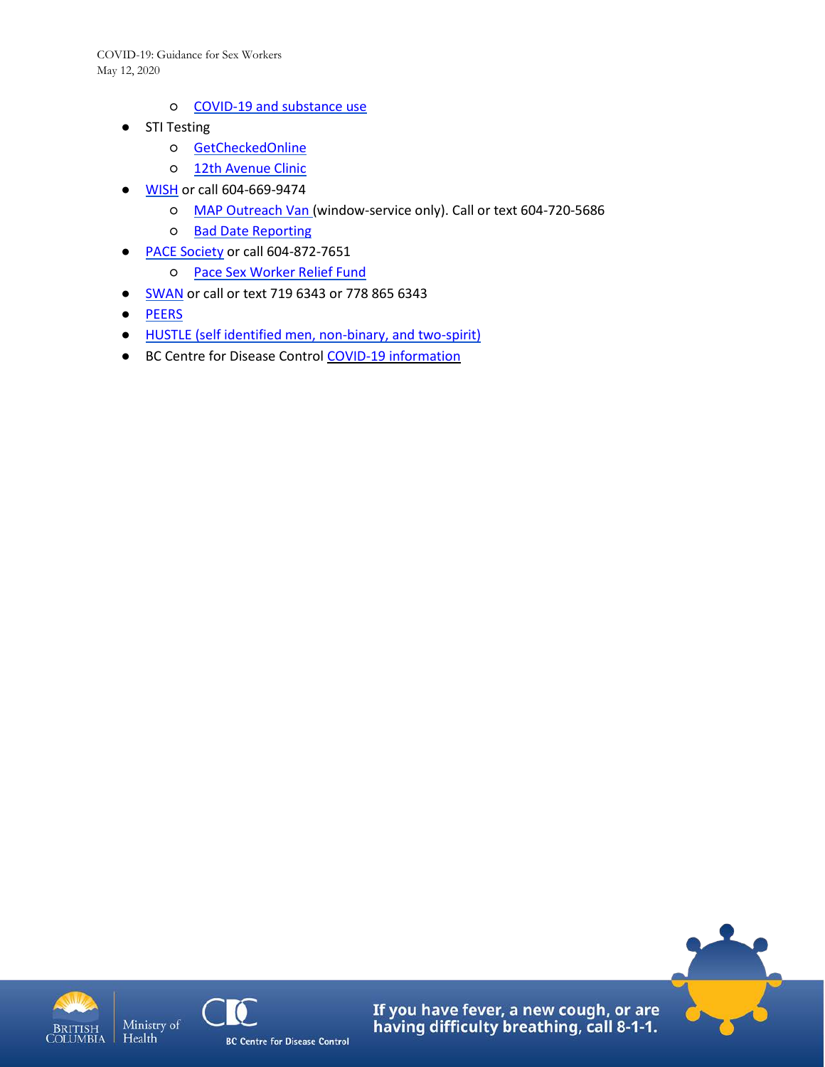- COVID-19 and substance use
- STI Testing
  - GetCheckedOnline
  - 12th Avenue Clinic
- WISH or call 604-669-9474
  - MAP Outreach Van (window-service only). Call or text 604-720-5686
  - Bad Date Reporting
- PACE Society or call 604-872-7651
  - Pace Sex Worker Relief Fund
- SWAN or call or text 719 6343 or 778 865 6343
- PEERS
- HUSTLE (self identified men, non-binary, and two-spirit)
- BC Centre for Disease Control COVID-19 information